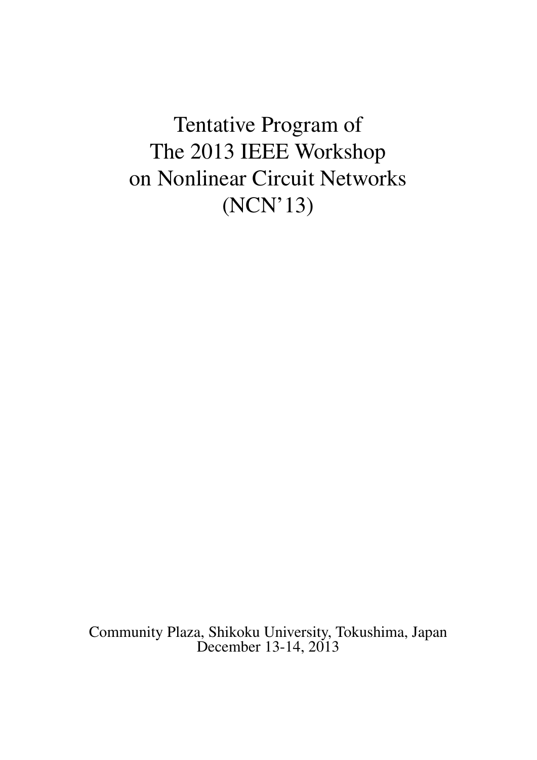# Tentative Program of The 2013 IEEE Workshop on Nonlinear Circuit Networks (NCN'13)

Community Plaza, Shikoku University, Tokushima, Japan
December 13-14, 2013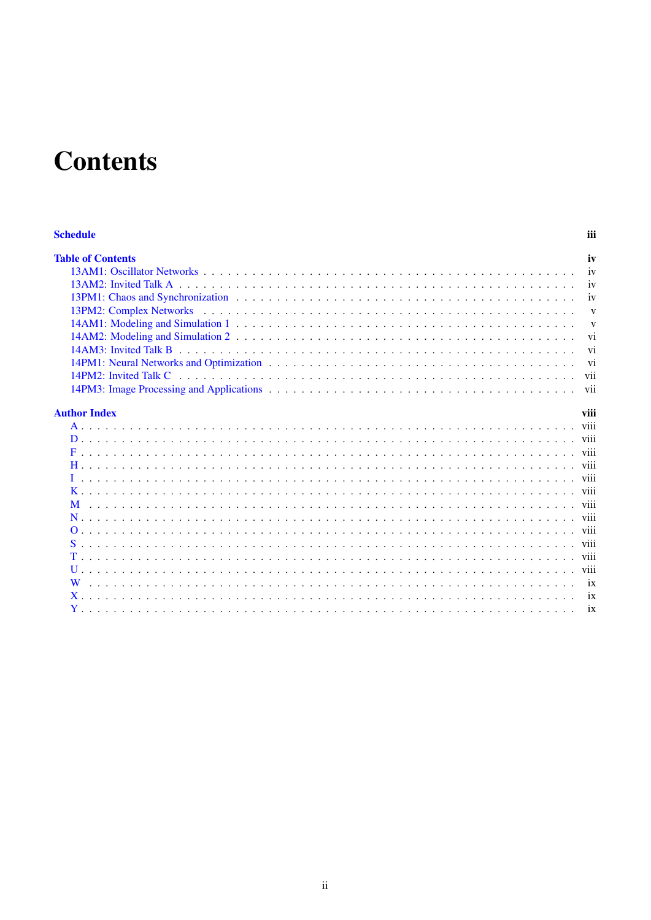# Contents

**Schedule** iii

**Table of Contents** iv

- 13AM1: Oscillator Networks . . . . . iv
- 13AM2: Invited Talk A . . . . . iv
- 13PM1: Chaos and Synchronization . . . . . iv
- 13PM2: Complex Networks . . . . . v
- 14AM1: Modeling and Simulation 1 . . . . . v
- 14AM2: Modeling and Simulation 2 . . . . . vi
- 14AM3: Invited Talk B . . . . . vi
- 14PM1: Neural Networks and Optimization . . . . . vi
- 14PM2: Invited Talk C . . . . . vii
- 14PM3: Image Processing and Applications . . . . . vii

**Author Index** viii

- A . . . . . viii
- D . . . . . viii
- F . . . . . viii
- H . . . . . viii
- I . . . . . viii
- K . . . . . viii
- M . . . . . viii
- N . . . . . viii
- O . . . . . viii
- S . . . . . viii
- T . . . . . viii
- U . . . . . viii
- W . . . . . ix
- X . . . . . ix
- Y . . . . . ix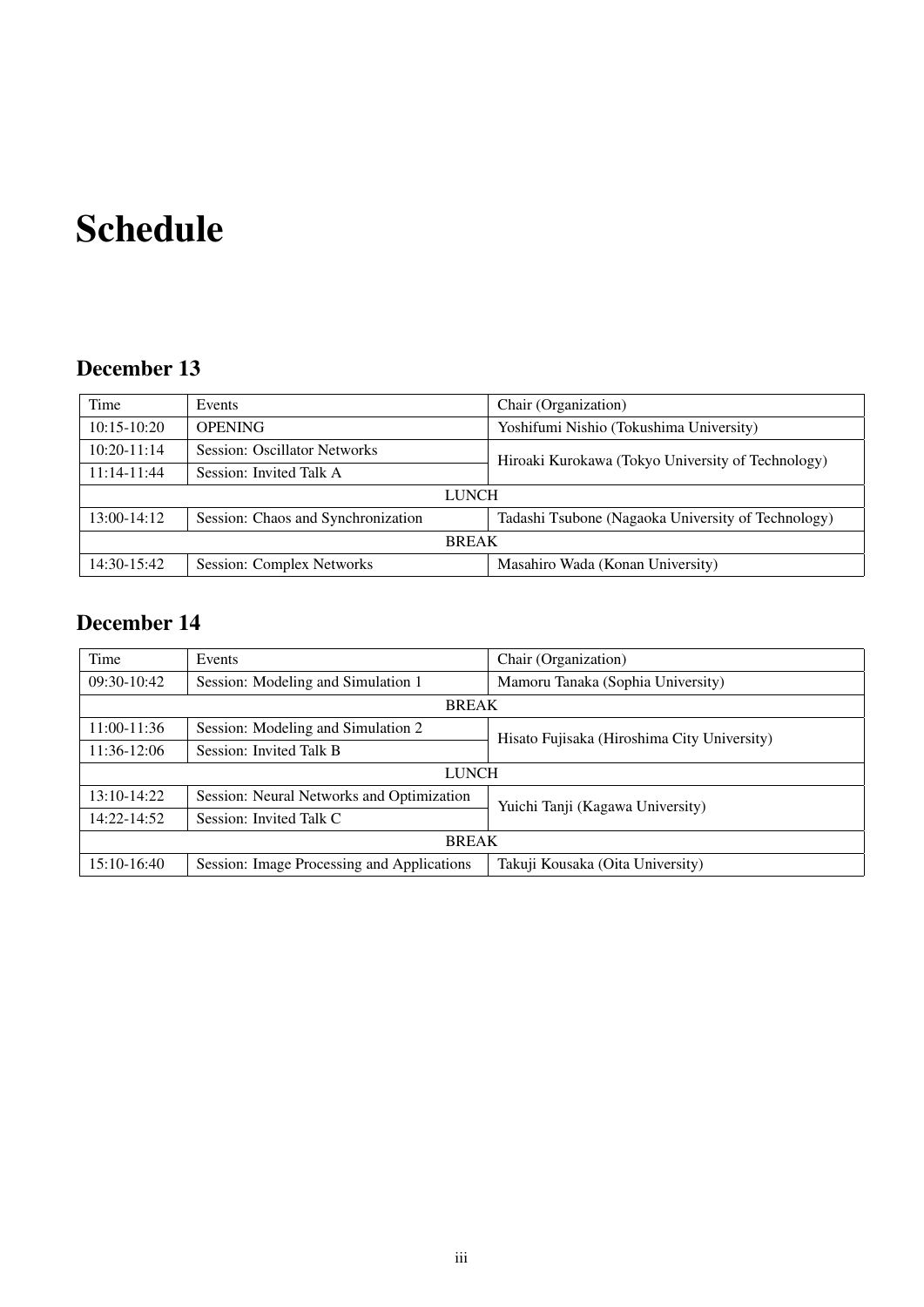# Schedule

## December 13

| Time | Events | Chair (Organization) |
|---|---|---|
| 10:15-10:20 | OPENING | Yoshifumi Nishio (Tokushima University) |
| 10:20-11:14 | Session: Oscillator Networks | Hiroaki Kurokawa (Tokyo University of Technology) |
| 11:14-11:44 | Session: Invited Talk A | |
| | LUNCH | |
| 13:00-14:12 | Session: Chaos and Synchronization | Tadashi Tsubone (Nagaoka University of Technology) |
| | BREAK | |
| 14:30-15:42 | Session: Complex Networks | Masahiro Wada (Konan University) |

## December 14

| Time | Events | Chair (Organization) |
|---|---|---|
| 09:30-10:42 | Session: Modeling and Simulation 1 | Mamoru Tanaka (Sophia University) |
| | BREAK | |
| 11:00-11:36 | Session: Modeling and Simulation 2 | Hisato Fujisaka (Hiroshima City University) |
| 11:36-12:06 | Session: Invited Talk B | |
| | LUNCH | |
| 13:10-14:22 | Session: Neural Networks and Optimization | Yuichi Tanji (Kagawa University) |
| 14:22-14:52 | Session: Invited Talk C | |
| | BREAK | |
| 15:10-16:40 | Session: Image Processing and Applications | Takuji Kousaka (Oita University) |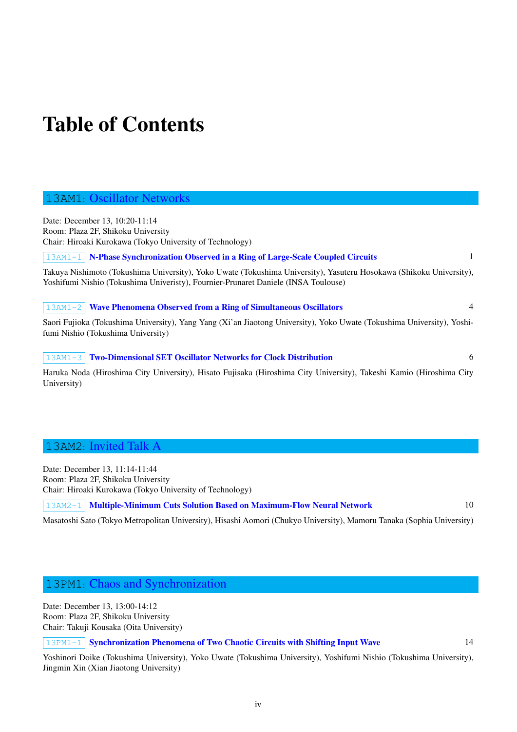# Table of Contents

## 13AM1: Oscillator Networks

Date: December 13, 10:20-11:14
Room: Plaza 2F, Shikoku University
Chair: Hiroaki Kurokawa (Tokyo University of Technology)

13AM1-1 **N-Phase Synchronization Observed in a Ring of Large-Scale Coupled Circuits** 1

Takuya Nishimoto (Tokushima University), Yoko Uwate (Tokushima University), Yasuteru Hosokawa (Shikoku University), Yoshifumi Nishio (Tokushima Univeristy), Fournier-Prunaret Daniele (INSA Toulouse)

13AM1-2 **Wave Phenomena Observed from a Ring of Simultaneous Oscillators** 4

Saori Fujioka (Tokushima University), Yang Yang (Xi'an Jiaotong University), Yoko Uwate (Tokushima University), Yoshifumi Nishio (Tokushima University)

13AM1-3 **Two-Dimensional SET Oscillator Networks for Clock Distribution** 6

Haruka Noda (Hiroshima City University), Hisato Fujisaka (Hiroshima City University), Takeshi Kamio (Hiroshima City University)

## 13AM2: Invited Talk A

Date: December 13, 11:14-11:44
Room: Plaza 2F, Shikoku University
Chair: Hiroaki Kurokawa (Tokyo University of Technology)

13AM2-1 **Multiple-Minimum Cuts Solution Based on Maximum-Flow Neural Network** 10

Masatoshi Sato (Tokyo Metropolitan University), Hisashi Aomori (Chukyo University), Mamoru Tanaka (Sophia University)

## 13PM1: Chaos and Synchronization

Date: December 13, 13:00-14:12
Room: Plaza 2F, Shikoku University
Chair: Takuji Kousaka (Oita University)

13PM1-1 **Synchronization Phenomena of Two Chaotic Circuits with Shifting Input Wave** 14

Yoshinori Doike (Tokushima University), Yoko Uwate (Tokushima University), Yoshifumi Nishio (Tokushima University), Jingmin Xin (Xian Jiaotong University)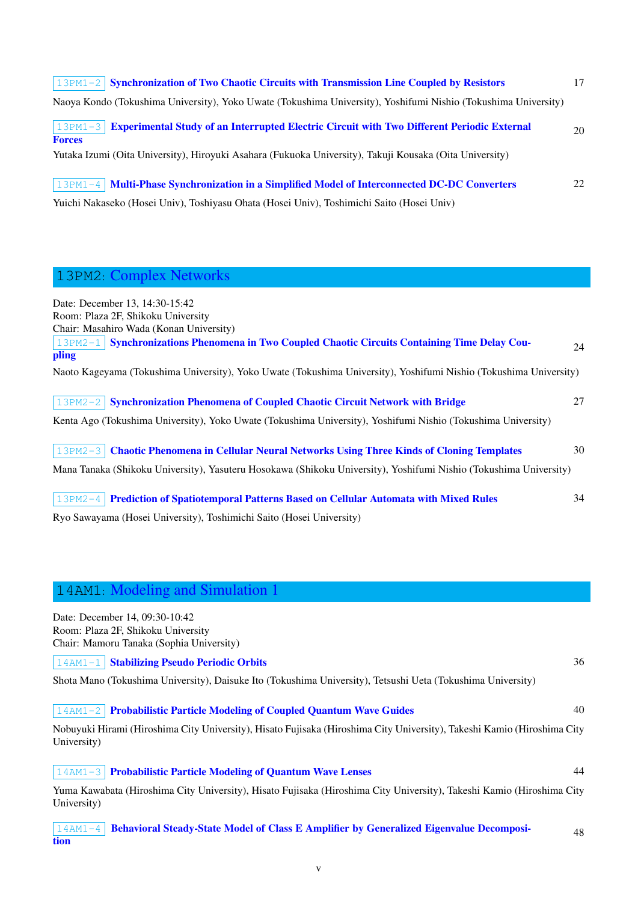13PM1-2 **Synchronization of Two Chaotic Circuits with Transmission Line Coupled by Resistors** 17

Naoya Kondo (Tokushima University), Yoko Uwate (Tokushima University), Yoshifumi Nishio (Tokushima University)

13PM1-3 **Experimental Study of an Interrupted Electric Circuit with Two Different Periodic External Forces** 20

Yutaka Izumi (Oita University), Hiroyuki Asahara (Fukuoka University), Takuji Kousaka (Oita University)

13PM1-4 **Multi-Phase Synchronization in a Simplified Model of Interconnected DC-DC Converters** 22

Yuichi Nakaseko (Hosei Univ), Toshiyasu Ohata (Hosei Univ), Toshimichi Saito (Hosei Univ)

## 13PM2: Complex Networks

Date: December 13, 14:30-15:42
Room: Plaza 2F, Shikoku University
Chair: Masahiro Wada (Konan University)

13PM2-1 **Synchronizations Phenomena in Two Coupled Chaotic Circuits Containing Time Delay Coupling** 24

Naoto Kageyama (Tokushima University), Yoko Uwate (Tokushima University), Yoshifumi Nishio (Tokushima University)

13PM2-2 **Synchronization Phenomena of Coupled Chaotic Circuit Network with Bridge** 27

Kenta Ago (Tokushima University), Yoko Uwate (Tokushima University), Yoshifumi Nishio (Tokushima University)

13PM2-3 **Chaotic Phenomena in Cellular Neural Networks Using Three Kinds of Cloning Templates** 30

Mana Tanaka (Shikoku University), Yasuteru Hosokawa (Shikoku University), Yoshifumi Nishio (Tokushima University)

13PM2-4 **Prediction of Spatiotemporal Patterns Based on Cellular Automata with Mixed Rules** 34

Ryo Sawayama (Hosei University), Toshimichi Saito (Hosei University)

## 14AM1: Modeling and Simulation 1

Date: December 14, 09:30-10:42
Room: Plaza 2F, Shikoku University
Chair: Mamoru Tanaka (Sophia University)

14AM1-1 **Stabilizing Pseudo Periodic Orbits** 36

Shota Mano (Tokushima University), Daisuke Ito (Tokushima University), Tetsushi Ueta (Tokushima University)

14AM1-2 **Probabilistic Particle Modeling of Coupled Quantum Wave Guides** 40

Nobuyuki Hirami (Hiroshima City University), Hisato Fujisaka (Hiroshima City University), Takeshi Kamio (Hiroshima City University)

14AM1-3 **Probabilistic Particle Modeling of Quantum Wave Lenses** 44

Yuma Kawabata (Hiroshima City University), Hisato Fujisaka (Hiroshima City University), Takeshi Kamio (Hiroshima City University)

14AM1-4 **Behavioral Steady-State Model of Class E Amplifier by Generalized Eigenvalue Decomposition** 48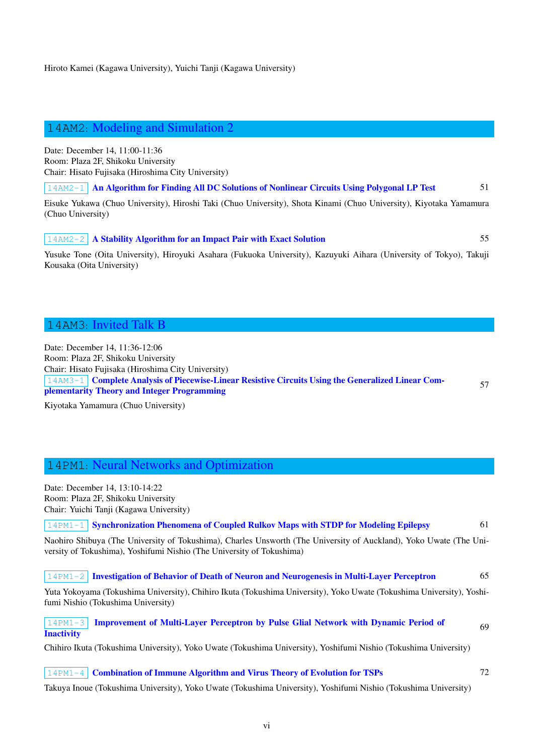Hiroto Kamei (Kagawa University), Yuichi Tanji (Kagawa University)

## 14AM2: Modeling and Simulation 2

Date: December 14, 11:00-11:36
Room: Plaza 2F, Shikoku University
Chair: Hisato Fujisaka (Hiroshima City University)

14AM2-1 **An Algorithm for Finding All DC Solutions of Nonlinear Circuits Using Polygonal LP Test** 51

Eisuke Yukawa (Chuo University), Hiroshi Taki (Chuo University), Shota Kinami (Chuo University), Kiyotaka Yamamura (Chuo University)

14AM2-2 **A Stability Algorithm for an Impact Pair with Exact Solution** 55

Yusuke Tone (Oita University), Hiroyuki Asahara (Fukuoka University), Kazuyuki Aihara (University of Tokyo), Takuji Kousaka (Oita University)

## 14AM3: Invited Talk B

Date: December 14, 11:36-12:06
Room: Plaza 2F, Shikoku University
Chair: Hisato Fujisaka (Hiroshima City University)

14AM3-1 **Complete Analysis of Piecewise-Linear Resistive Circuits Using the Generalized Linear Complementarity Theory and Integer Programming** 57

Kiyotaka Yamamura (Chuo University)

## 14PM1: Neural Networks and Optimization

Date: December 14, 13:10-14:22
Room: Plaza 2F, Shikoku University
Chair: Yuichi Tanji (Kagawa University)

14PM1-1 **Synchronization Phenomena of Coupled Rulkov Maps with STDP for Modeling Epilepsy** 61

Naohiro Shibuya (The University of Tokushima), Charles Unsworth (The University of Auckland), Yoko Uwate (The University of Tokushima), Yoshifumi Nishio (The University of Tokushima)

14PM1-2 **Investigation of Behavior of Death of Neuron and Neurogenesis in Multi-Layer Perceptron** 65

Yuta Yokoyama (Tokushima University), Chihiro Ikuta (Tokushima University), Yoko Uwate (Tokushima University), Yoshifumi Nishio (Tokushima University)

14PM1-3 **Improvement of Multi-Layer Perceptron by Pulse Glial Network with Dynamic Period of Inactivity** 69

Chihiro Ikuta (Tokushima University), Yoko Uwate (Tokushima University), Yoshifumi Nishio (Tokushima University)

14PM1-4 **Combination of Immune Algorithm and Virus Theory of Evolution for TSPs** 72

Takuya Inoue (Tokushima University), Yoko Uwate (Tokushima University), Yoshifumi Nishio (Tokushima University)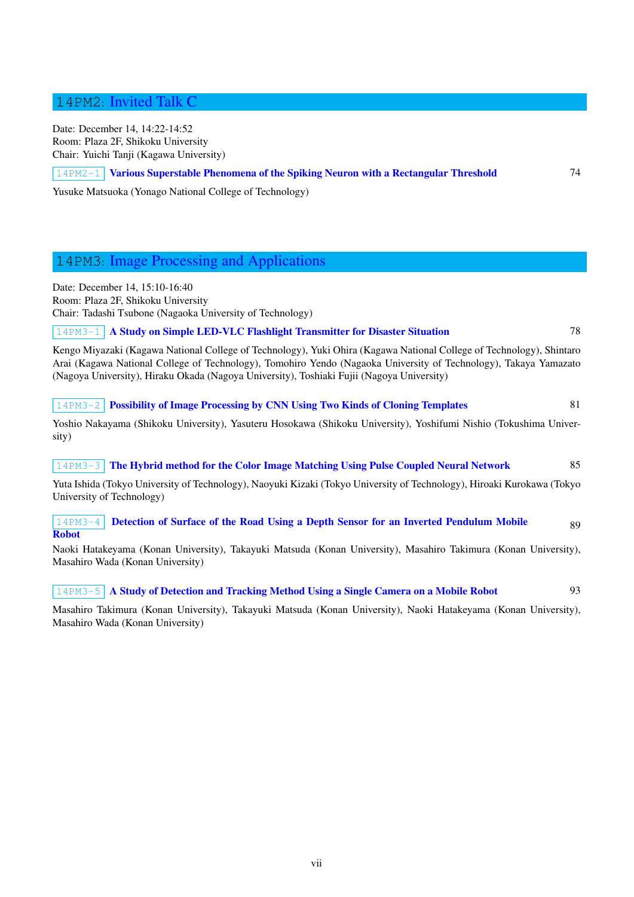## 14PM2: Invited Talk C

Date: December 14, 14:22-14:52
Room: Plaza 2F, Shikoku University
Chair: Yuichi Tanji (Kagawa University)

14PM2-1 **Various Superstable Phenomena of the Spiking Neuron with a Rectangular Threshold** 74

Yusuke Matsuoka (Yonago National College of Technology)

## 14PM3: Image Processing and Applications

Date: December 14, 15:10-16:40
Room: Plaza 2F, Shikoku University
Chair: Tadashi Tsubone (Nagaoka University of Technology)

14PM3-1 **A Study on Simple LED-VLC Flashlight Transmitter for Disaster Situation** 78

Kengo Miyazaki (Kagawa National College of Technology), Yuki Ohira (Kagawa National College of Technology), Shintaro Arai (Kagawa National College of Technology), Tomohiro Yendo (Nagaoka University of Technology), Takaya Yamazato (Nagoya University), Hiraku Okada (Nagoya University), Toshiaki Fujii (Nagoya University)

14PM3-2 **Possibility of Image Processing by CNN Using Two Kinds of Cloning Templates** 81

Yoshio Nakayama (Shikoku University), Yasuteru Hosokawa (Shikoku University), Yoshifumi Nishio (Tokushima University)

14PM3-3 **The Hybrid method for the Color Image Matching Using Pulse Coupled Neural Network** 85

Yuta Ishida (Tokyo University of Technology), Naoyuki Kizaki (Tokyo University of Technology), Hiroaki Kurokawa (Tokyo University of Technology)

14PM3-4 **Detection of Surface of the Road Using a Depth Sensor for an Inverted Pendulum Mobile Robot** 89

Naoki Hatakeyama (Konan University), Takayuki Matsuda (Konan University), Masahiro Takimura (Konan University), Masahiro Wada (Konan University)

14PM3-5 **A Study of Detection and Tracking Method Using a Single Camera on a Mobile Robot** 93

Masahiro Takimura (Konan University), Takayuki Matsuda (Konan University), Naoki Hatakeyama (Konan University), Masahiro Wada (Konan University)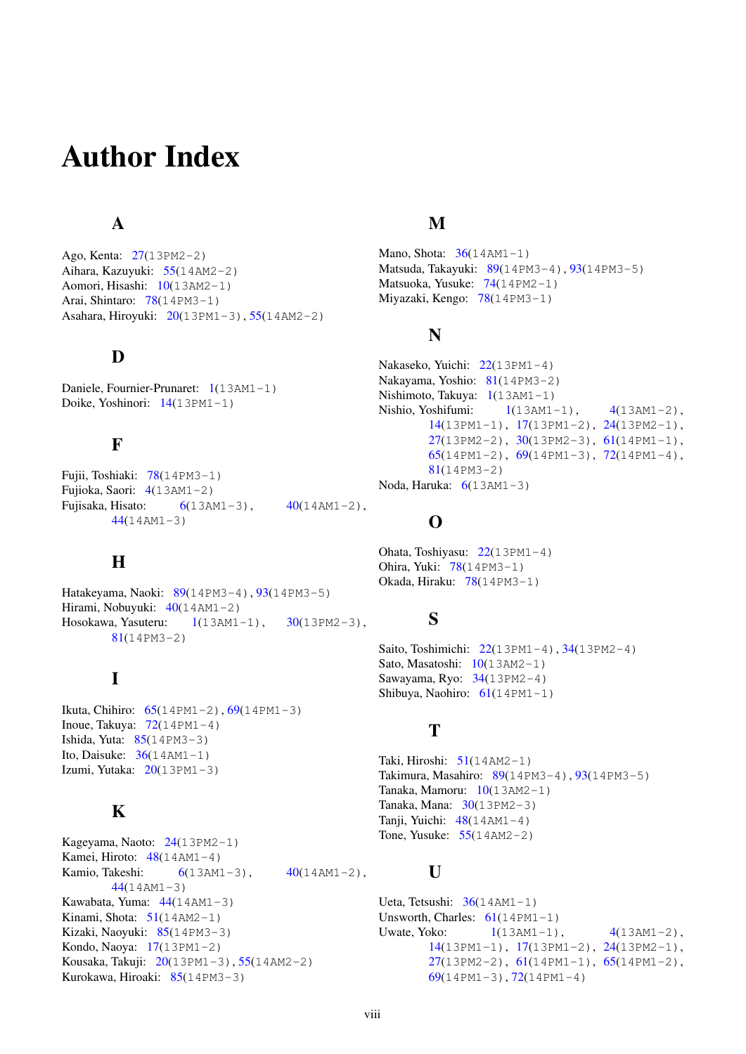# Author Index

## A

Ago, Kenta: 27(13PM2-2)
Aihara, Kazuyuki: 55(14AM2-2)
Aomori, Hisashi: 10(13AM2-1)
Arai, Shintaro: 78(14PM3-1)
Asahara, Hiroyuki: 20(13PM1-3), 55(14AM2-2)

## D

Daniele, Fournier-Prunaret: 1(13AM1-1)
Doike, Yoshinori: 14(13PM1-1)

## F

Fujii, Toshiaki: 78(14PM3-1)
Fujioka, Saori: 4(13AM1-2)
Fujisaka, Hisato: 6(13AM1-3), 40(14AM1-2), 44(14AM1-3)

## H

Hatakeyama, Naoki: 89(14PM3-4), 93(14PM3-5)
Hirami, Nobuyuki: 40(14AM1-2)
Hosokawa, Yasuteru: 1(13AM1-1), 30(13PM2-3), 81(14PM3-2)

## I

Ikuta, Chihiro: 65(14PM1-2), 69(14PM1-3)
Inoue, Takuya: 72(14PM1-4)
Ishida, Yuta: 85(14PM3-3)
Ito, Daisuke: 36(14AM1-1)
Izumi, Yutaka: 20(13PM1-3)

## K

Kageyama, Naoto: 24(13PM2-1)
Kamei, Hiroto: 48(14AM1-4)
Kamio, Takeshi: 6(13AM1-3), 40(14AM1-2), 44(14AM1-3)
Kawabata, Yuma: 44(14AM1-3)
Kinami, Shota: 51(14AM2-1)
Kizaki, Naoyuki: 85(14PM3-3)
Kondo, Naoya: 17(13PM1-2)
Kousaka, Takuji: 20(13PM1-3), 55(14AM2-2)
Kurokawa, Hiroaki: 85(14PM3-3)

## M

Mano, Shota: 36(14AM1-1)
Matsuda, Takayuki: 89(14PM3-4), 93(14PM3-5)
Matsuoka, Yusuke: 74(14PM2-1)
Miyazaki, Kengo: 78(14PM3-1)

## N

Nakaseko, Yuichi: 22(13PM1-4)
Nakayama, Yoshio: 81(14PM3-2)
Nishimoto, Takuya: 1(13AM1-1)
Nishio, Yoshifumi: 1(13AM1-1), 4(13AM1-2), 14(13PM1-1), 17(13PM1-2), 24(13PM2-1), 27(13PM2-2), 30(13PM2-3), 61(14PM1-1), 65(14PM1-2), 69(14PM1-3), 72(14PM1-4), 81(14PM3-2)
Noda, Haruka: 6(13AM1-3)

## O

Ohata, Toshiyasu: 22(13PM1-4)
Ohira, Yuki: 78(14PM3-1)
Okada, Hiraku: 78(14PM3-1)

## S

Saito, Toshimichi: 22(13PM1-4), 34(13PM2-4)
Sato, Masatoshi: 10(13AM2-1)
Sawayama, Ryo: 34(13PM2-4)
Shibuya, Naohiro: 61(14PM1-1)

## T

Taki, Hiroshi: 51(14AM2-1)
Takimura, Masahiro: 89(14PM3-4), 93(14PM3-5)
Tanaka, Mamoru: 10(13AM2-1)
Tanaka, Mana: 30(13PM2-3)
Tanji, Yuichi: 48(14AM1-4)
Tone, Yusuke: 55(14AM2-2)

## U

Ueta, Tetsushi: 36(14AM1-1)
Unsworth, Charles: 61(14PM1-1)
Uwate, Yoko: 1(13AM1-1), 4(13AM1-2), 14(13PM1-1), 17(13PM1-2), 24(13PM2-1), 27(13PM2-2), 61(14PM1-1), 65(14PM1-2), 69(14PM1-3), 72(14PM1-4)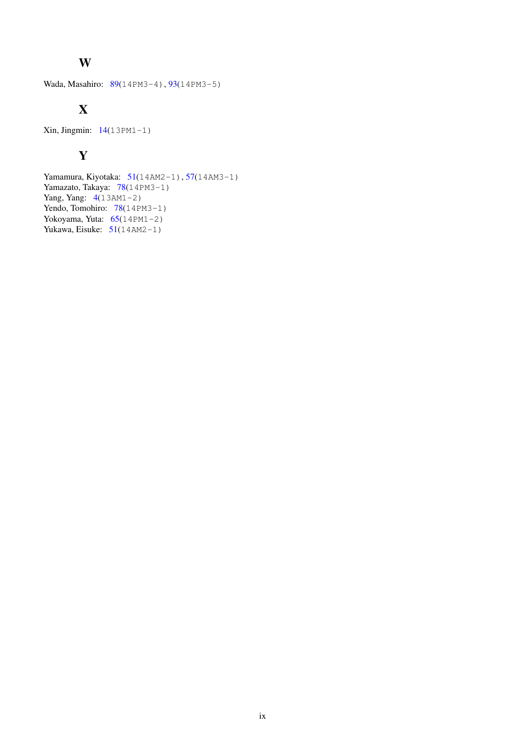# W

Wada, Masahiro: 89(14PM3-4), 93(14PM3-5)

# X

Xin, Jingmin: 14(13PM1-1)

# Y

Yamamura, Kiyotaka: 51(14AM2-1), 57(14AM3-1)
Yamazato, Takaya: 78(14PM3-1)
Yang, Yang: 4(13AM1-2)
Yendo, Tomohiro: 78(14PM3-1)
Yokoyama, Yuta: 65(14PM1-2)
Yukawa, Eisuke: 51(14AM2-1)